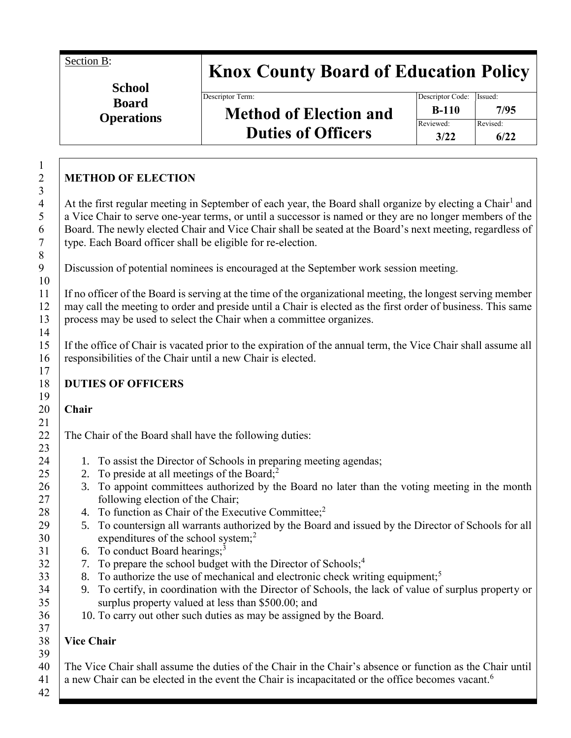Section B:

**School Board Operations**

# Knox County Board of Education Policy

| Descriptor Term: | Descriptor Code: | Issued: |
|---|---|---|
| **Method of Election and Duties of Officers** | **B-110** | **7/95** |
| | Reviewed: **3/22** | Revised: **6/22** |

## METHOD OF ELECTION

At the first regular meeting in September of each year, the Board shall organize by electing a Chair[1] and a Vice Chair to serve one-year terms, or until a successor is named or they are no longer members of the Board. The newly elected Chair and Vice Chair shall be seated at the Board's next meeting, regardless of type. Each Board officer shall be eligible for re-election.

Discussion of potential nominees is encouraged at the September work session meeting.

If no officer of the Board is serving at the time of the organizational meeting, the longest serving member may call the meeting to order and preside until a Chair is elected as the first order of business. This same process may be used to select the Chair when a committee organizes.

If the office of Chair is vacated prior to the expiration of the annual term, the Vice Chair shall assume all responsibilities of the Chair until a new Chair is elected.

## DUTIES OF OFFICERS

### Chair

The Chair of the Board shall have the following duties:

1. To assist the Director of Schools in preparing meeting agendas;
2. To preside at all meetings of the Board;[2]
3. To appoint committees authorized by the Board no later than the voting meeting in the month following election of the Chair;
4. To function as Chair of the Executive Committee;[2]
5. To countersign all warrants authorized by the Board and issued by the Director of Schools for all expenditures of the school system;[2]
6. To conduct Board hearings;[3]
7. To prepare the school budget with the Director of Schools;[4]
8. To authorize the use of mechanical and electronic check writing equipment;[5]
9. To certify, in coordination with the Director of Schools, the lack of value of surplus property or surplus property valued at less than $500.00; and
10. To carry out other such duties as may be assigned by the Board.

### Vice Chair

The Vice Chair shall assume the duties of the Chair in the Chair's absence or function as the Chair until a new Chair can be elected in the event the Chair is incapacitated or the office becomes vacant.[6]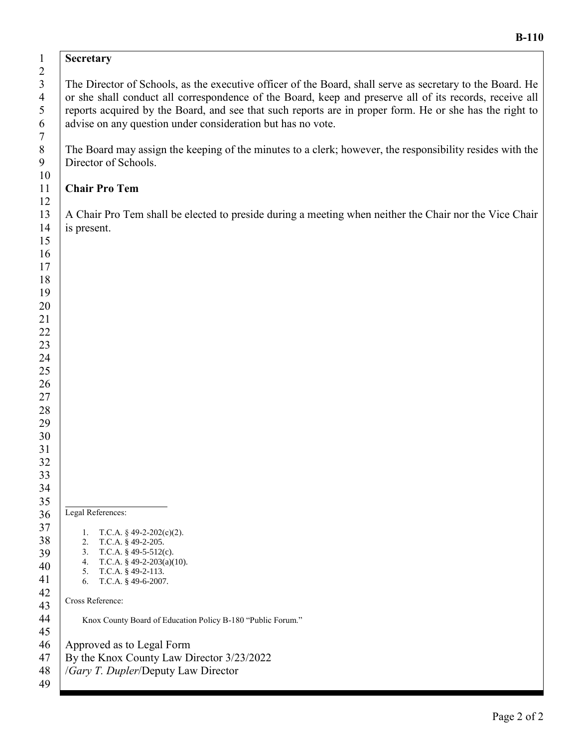**Secretary**

The Director of Schools, as the executive officer of the Board, shall serve as secretary to the Board. He or she shall conduct all correspondence of the Board, keep and preserve all of its records, receive all reports acquired by the Board, and see that such reports are in proper form. He or she has the right to advise on any question under consideration but has no vote.

The Board may assign the keeping of the minutes to a clerk; however, the responsibility resides with the Director of Schools.

**Chair Pro Tem**

A Chair Pro Tem shall be elected to preside during a meeting when neither the Chair nor the Vice Chair is present.

---

Legal References:

1. T.C.A. § 49-2-202(c)(2).
2. T.C.A. § 49-2-205.
3. T.C.A. § 49-5-512(c).
4. T.C.A. § 49-2-203(a)(10).
5. T.C.A. § 49-2-113.
6. T.C.A. § 49-6-2007.

Cross Reference:

Knox County Board of Education Policy B-180 "Public Forum."

Approved as to Legal Form
By the Knox County Law Director 3/23/2022
/*Gary T. Dupler*/Deputy Law Director